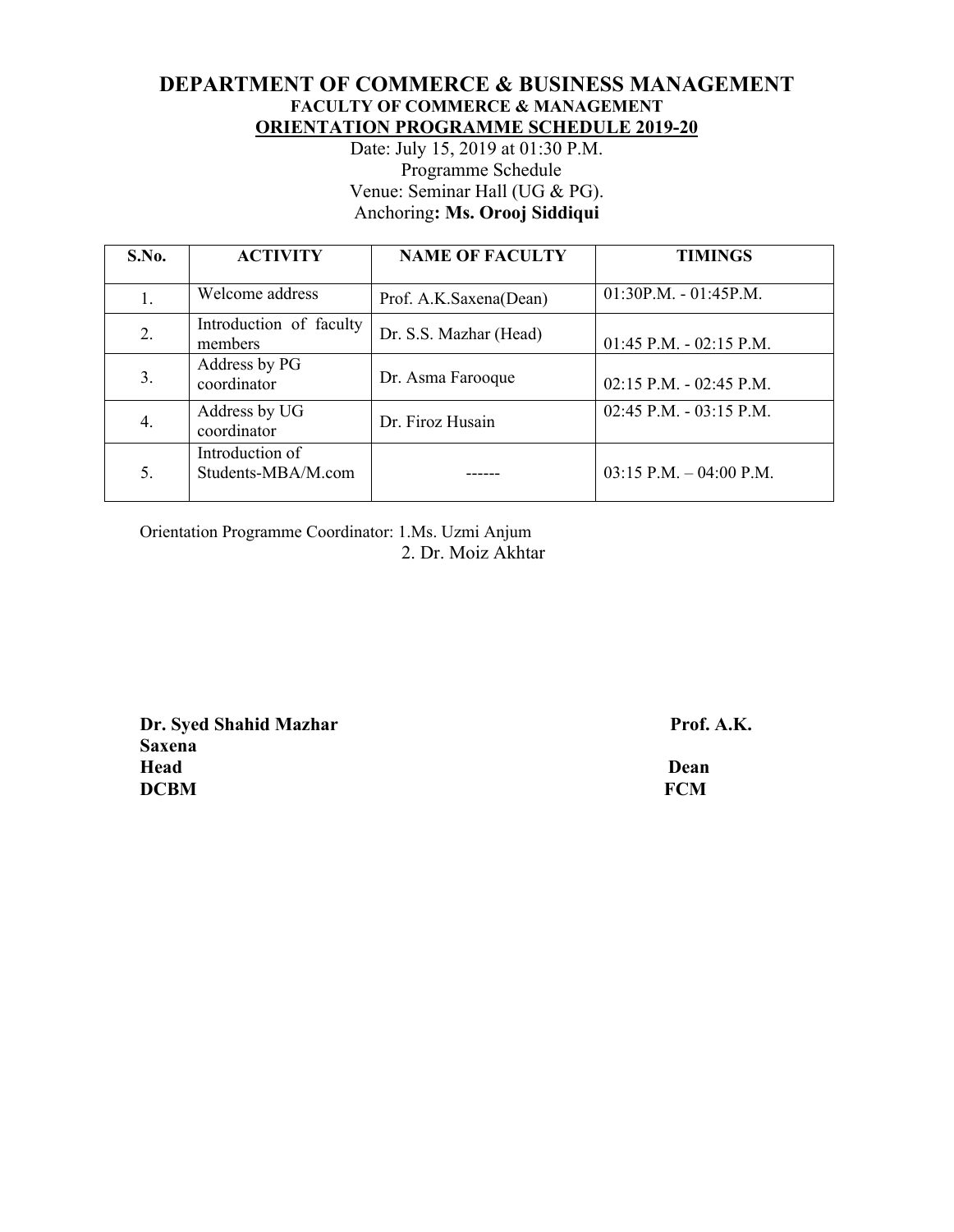# DEPARTMENT OF COMMERCE & BUSINESS MANAGEMENT

## FACULTY OF COMMERCE & MANAGEMENT

## ORIENTATION PROGRAMME SCHEDULE 2019-20

Date: July 15, 2019 at 01:30 P.M.
Programme Schedule
Venue: Seminar Hall (UG & PG).
Anchoring**: Ms. Orooj Siddiqui**

| S.No. | ACTIVITY | NAME OF FACULTY | TIMINGS |
|---|---|---|---|
| 1. | Welcome address | Prof. A.K.Saxena(Dean) | 01:30P.M. - 01:45P.M. |
| 2. | Introduction of faculty members | Dr. S.S. Mazhar (Head) | 01:45 P.M. - 02:15 P.M. |
| 3. | Address by PG coordinator | Dr. Asma Farooque | 02:15 P.M. - 02:45 P.M. |
| 4. | Address by UG coordinator | Dr. Firoz Husain | 02:45 P.M. - 03:15 P.M. |
| 5. | Introduction of Students-MBA/M.com | ------ | 03:15 P.M. – 04:00 P.M. |

Orientation Programme Coordinator: 1.Ms. Uzmi Anjum
2. Dr. Moiz Akhtar

**Dr. Syed Shahid Mazhar**
**Head**
**DCBM**

**Prof. A.K. Saxena**
**Dean**
**FCM**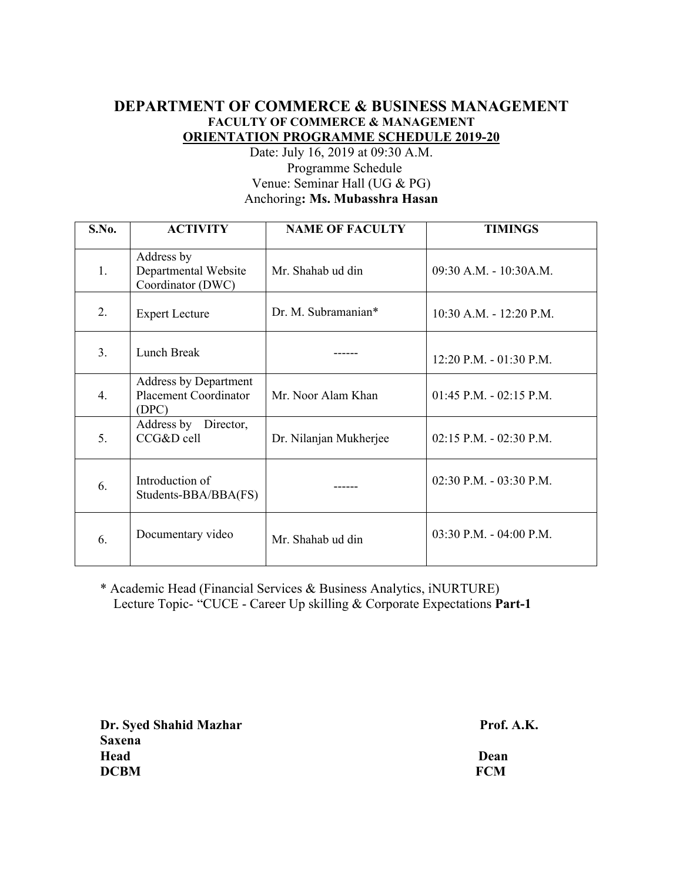# DEPARTMENT OF COMMERCE & BUSINESS MANAGEMENT

**FACULTY OF COMMERCE & MANAGEMENT**

**ORIENTATION PROGRAMME SCHEDULE 2019-20**

Date: July 16, 2019 at 09:30 A.M.

Programme Schedule

Venue: Seminar Hall (UG & PG)

Anchoring**: Ms. Mubasshra Hasan**

| S.No. | ACTIVITY | NAME OF FACULTY | TIMINGS |
|---|---|---|---|
| 1. | Address by Departmental Website Coordinator (DWC) | Mr. Shahab ud din | 09:30 A.M. - 10:30A.M. |
| 2. | Expert Lecture | Dr. M. Subramanian* | 10:30 A.M. - 12:20 P.M. |
| 3. | Lunch Break | ------ | 12:20 P.M. - 01:30 P.M. |
| 4. | Address by Department Placement Coordinator (DPC) | Mr. Noor Alam Khan | 01:45 P.M. - 02:15 P.M. |
| 5. | Address by Director, CCG&D cell | Dr. Nilanjan Mukherjee | 02:15 P.M. - 02:30 P.M. |
| 6. | Introduction of Students-BBA/BBA(FS) | ------ | 02:30 P.M. - 03:30 P.M. |
| 6. | Documentary video | Mr. Shahab ud din | 03:30 P.M. - 04:00 P.M. |

\* Academic Head (Financial Services & Business Analytics, iNURTURE)
Lecture Topic- "CUCE - Career Up skilling & Corporate Expectations **Part-1**

**Dr. Syed Shahid Mazhar**
**Head**
**DCBM**

**Prof. A.K. Saxena**
**Dean**
**FCM**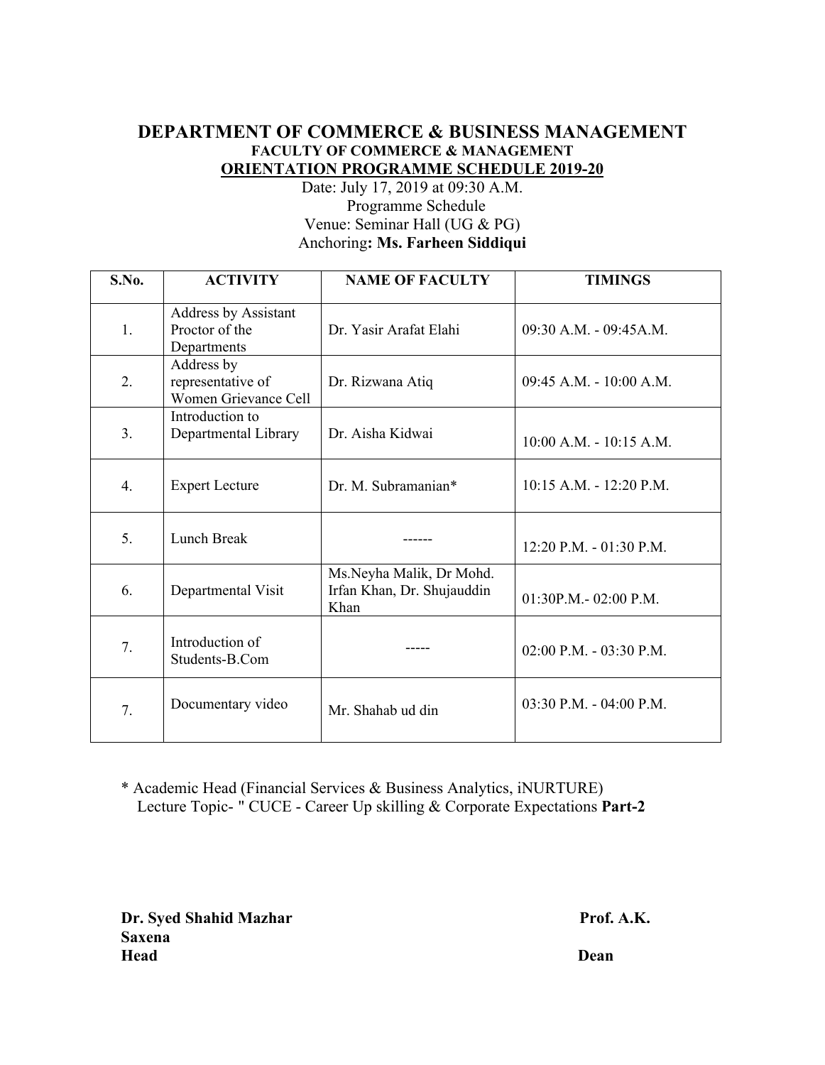# DEPARTMENT OF COMMERCE & BUSINESS MANAGEMENT

### FACULTY OF COMMERCE & MANAGEMENT

### ORIENTATION PROGRAMME SCHEDULE 2019-20

Date: July 17, 2019 at 09:30 A.M.
Programme Schedule
Venue: Seminar Hall (UG & PG)
Anchoring**: Ms. Farheen Siddiqui**

| S.No. | ACTIVITY | NAME OF FACULTY | TIMINGS |
|---|---|---|---|
| 1. | Address by Assistant Proctor of the Departments | Dr. Yasir Arafat Elahi | 09:30 A.M. - 09:45A.M. |
| 2. | Address by representative of Women Grievance Cell | Dr. Rizwana Atiq | 09:45 A.M. - 10:00 A.M. |
| 3. | Introduction to Departmental Library | Dr. Aisha Kidwai | 10:00 A.M. - 10:15 A.M. |
| 4. | Expert Lecture | Dr. M. Subramanian* | 10:15 A.M. - 12:20 P.M. |
| 5. | Lunch Break | ------ | 12:20 P.M. - 01:30 P.M. |
| 6. | Departmental Visit | Ms.Neyha Malik, Dr Mohd. Irfan Khan, Dr. Shujauddin Khan | 01:30P.M.- 02:00 P.M. |
| 7. | Introduction of Students-B.Com | ----- | 02:00 P.M. - 03:30 P.M. |
| 7. | Documentary video | Mr. Shahab ud din | 03:30 P.M. - 04:00 P.M. |

* Academic Head (Financial Services & Business Analytics, iNURTURE)
 Lecture Topic- " CUCE - Career Up skilling & Corporate Expectations **Part-2**

**Dr. Syed Shahid Mazhar** **Prof. A.K. Saxena**
**Head** **Dean**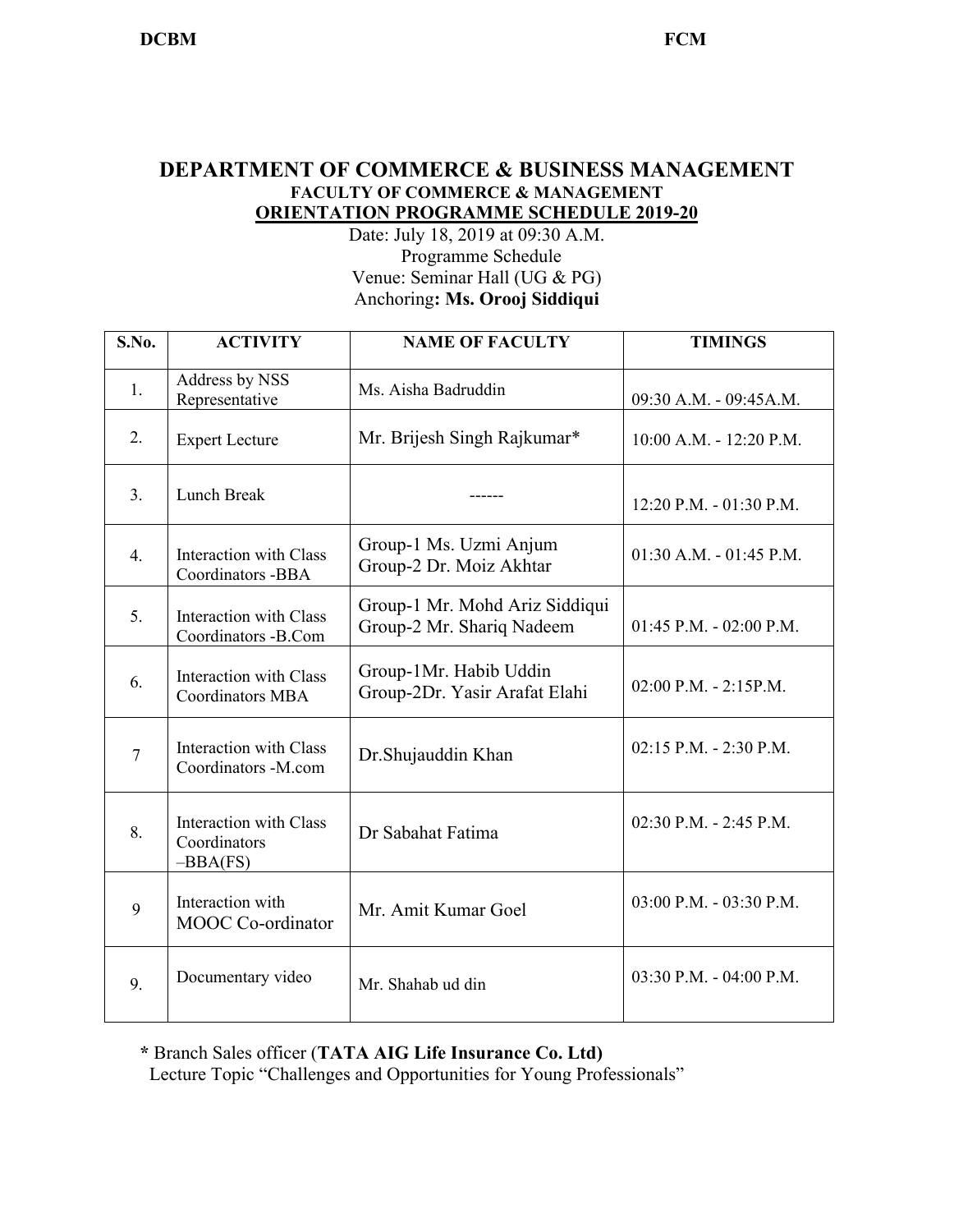DCBM FCM

# DEPARTMENT OF COMMERCE & BUSINESS MANAGEMENT

## FACULTY OF COMMERCE & MANAGEMENT

## ORIENTATION PROGRAMME SCHEDULE 2019-20

Date: July 18, 2019 at 09:30 A.M.

Programme Schedule

Venue: Seminar Hall (UG & PG)

Anchoring**: Ms. Orooj Siddiqui**

| S.No. | ACTIVITY | NAME OF FACULTY | TIMINGS |
|---|---|---|---|
| 1. | Address by NSS Representative | Ms. Aisha Badruddin | 09:30 A.M. - 09:45A.M. |
| 2. | Expert Lecture | Mr. Brijesh Singh Rajkumar* | 10:00 A.M. - 12:20 P.M. |
| 3. | Lunch Break | ------ | 12:20 P.M. - 01:30 P.M. |
| 4. | Interaction with Class Coordinators -BBA | Group-1 Ms. Uzmi Anjum<br>Group-2 Dr. Moiz Akhtar | 01:30 A.M. - 01:45 P.M. |
| 5. | Interaction with Class Coordinators -B.Com | Group-1 Mr. Mohd Ariz Siddiqui<br>Group-2 Mr. Shariq Nadeem | 01:45 P.M. - 02:00 P.M. |
| 6. | Interaction with Class Coordinators MBA | Group-1Mr. Habib Uddin<br>Group-2Dr. Yasir Arafat Elahi | 02:00 P.M. - 2:15P.M. |
| 7 | Interaction with Class Coordinators -M.com | Dr.Shujauddin Khan | 02:15 P.M. - 2:30 P.M. |
| 8. | Interaction with Class Coordinators –BBA(FS) | Dr Sabahat Fatima | 02:30 P.M. - 2:45 P.M. |
| 9 | Interaction with MOOC Co-ordinator | Mr. Amit Kumar Goel | 03:00 P.M. - 03:30 P.M. |
| 9. | Documentary video | Mr. Shahab ud din | 03:30 P.M. - 04:00 P.M. |

**\*** Branch Sales officer (**TATA AIG Life Insurance Co. Ltd)**
Lecture Topic "Challenges and Opportunities for Young Professionals"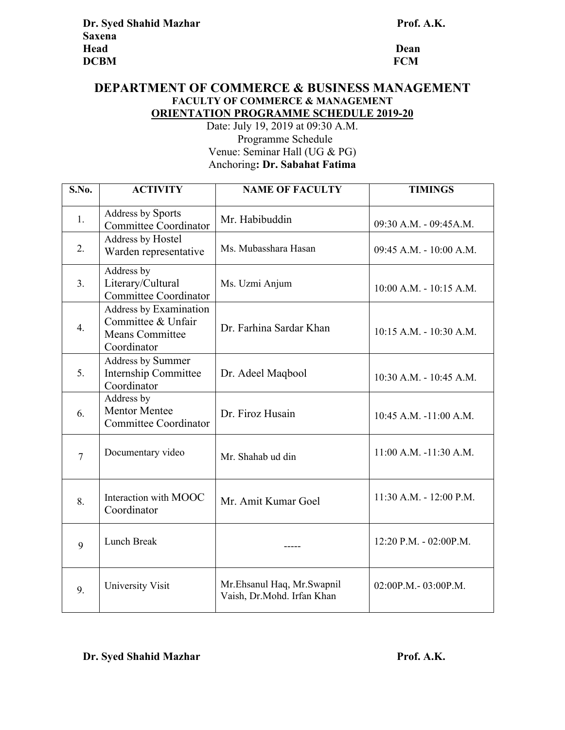**Dr. Syed Shahid Mazhar** **Prof. A.K. Saxena**
**Head** **Dean**
**DCBM** **FCM**

# DEPARTMENT OF COMMERCE & BUSINESS MANAGEMENT

### FACULTY OF COMMERCE & MANAGEMENT

### ORIENTATION PROGRAMME SCHEDULE 2019-20

Date: July 19, 2019 at 09:30 A.M.

Programme Schedule

Venue: Seminar Hall (UG & PG)

Anchoring**: Dr. Sabahat Fatima**

| S.No. | ACTIVITY | NAME OF FACULTY | TIMINGS |
|---|---|---|---|
| 1. | Address by Sports Committee Coordinator | Mr. Habibuddin | 09:30 A.M. - 09:45A.M. |
| 2. | Address by Hostel Warden representative | Ms. Mubasshara Hasan | 09:45 A.M. - 10:00 A.M. |
| 3. | Address by Literary/Cultural Committee Coordinator | Ms. Uzmi Anjum | 10:00 A.M. - 10:15 A.M. |
| 4. | Address by Examination Committee & Unfair Means Committee Coordinator | Dr. Farhina Sardar Khan | 10:15 A.M. - 10:30 A.M. |
| 5. | Address by Summer Internship Committee Coordinator | Dr. Adeel Maqbool | 10:30 A.M. - 10:45 A.M. |
| 6. | Address by Mentor Mentee Committee Coordinator | Dr. Firoz Husain | 10:45 A.M. -11:00 A.M. |
| 7 | Documentary video | Mr. Shahab ud din | 11:00 A.M. -11:30 A.M. |
| 8. | Interaction with MOOC Coordinator | Mr. Amit Kumar Goel | 11:30 A.M. - 12:00 P.M. |
| 9 | Lunch Break | ----- | 12:20 P.M. - 02:00P.M. |
| 9. | University Visit | Mr.Ehsanul Haq, Mr.Swapnil Vaish, Dr.Mohd. Irfan Khan | 02:00P.M.- 03:00P.M. |

**Dr. Syed Shahid Mazhar** **Prof. A.K.**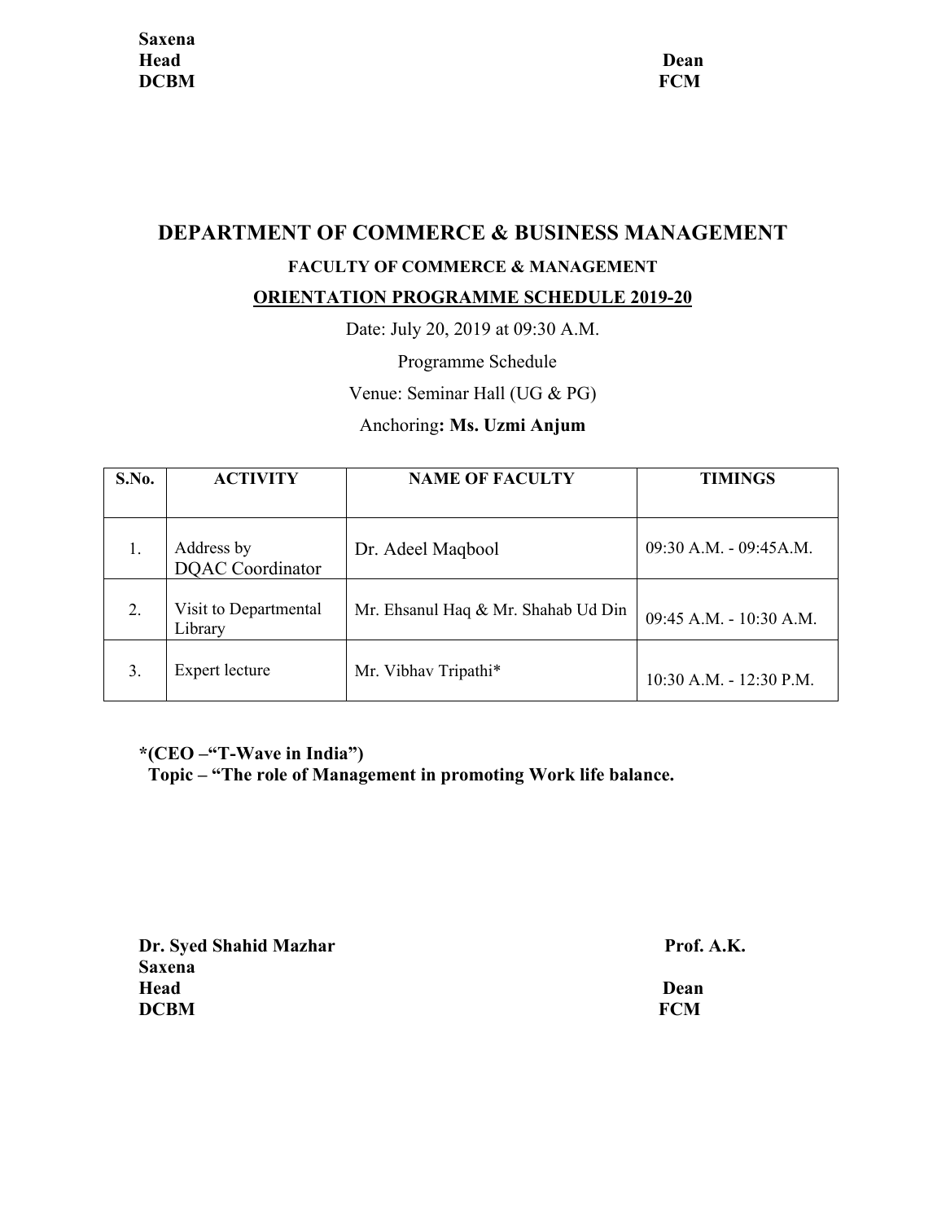Saxena
Head Dean
DCBM FCM

# DEPARTMENT OF COMMERCE & BUSINESS MANAGEMENT

## FACULTY OF COMMERCE & MANAGEMENT

**ORIENTATION PROGRAMME SCHEDULE 2019-20**

Date: July 20, 2019 at 09:30 A.M.

Programme Schedule

Venue: Seminar Hall (UG & PG)

Anchoring**: Ms. Uzmi Anjum**

| S.No. | ACTIVITY | NAME OF FACULTY | TIMINGS |
|---|---|---|---|
| 1. | Address by DQAC Coordinator | Dr. Adeel Maqbool | 09:30 A.M. - 09:45A.M. |
| 2. | Visit to Departmental Library | Mr. Ehsanul Haq & Mr. Shahab Ud Din | 09:45 A.M. - 10:30 A.M. |
| 3. | Expert lecture | Mr. Vibhav Tripathi* | 10:30 A.M. - 12:30 P.M. |

**\*(CEO –"T-Wave in India")**
**Topic – "The role of Management in promoting Work life balance.**

**Dr. Syed Shahid Mazhar** **Prof. A.K. Saxena**
**Head** **Dean**
**DCBM** **FCM**